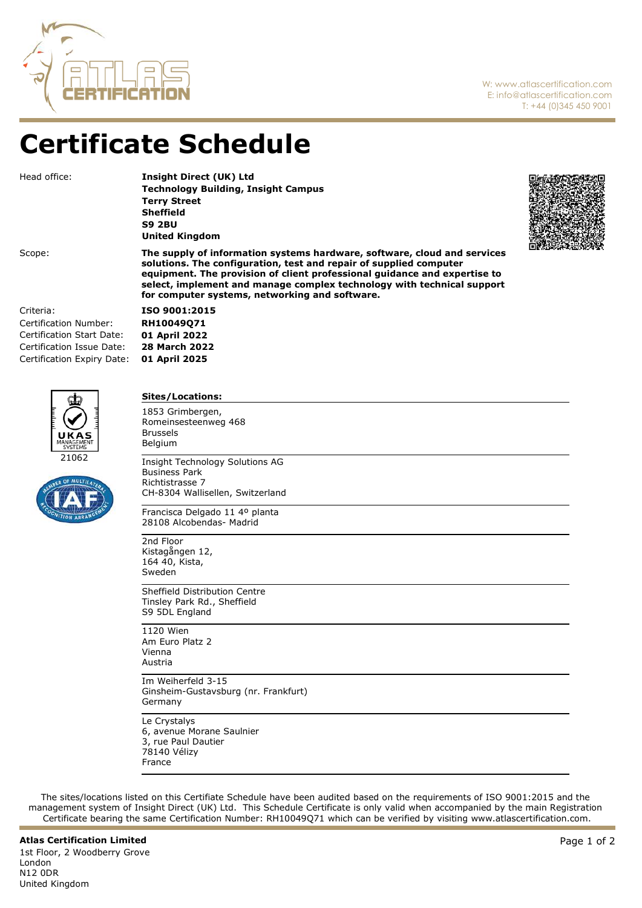W: www.atlascertification.com
E: info@atlascertification.com
T: +44 (0)345 450 9001

# Certificate Schedule

| | |
|---|---|
| Head office: | **Insight Direct (UK) Ltd**<br>**Technology Building, Insight Campus**<br>**Terry Street**<br>**Sheffield**<br>**S9 2BU**<br>**United Kingdom** |
| Scope: | **The supply of information systems hardware, software, cloud and services solutions. The configuration, test and repair of supplied computer equipment. The provision of client professional guidance and expertise to select, implement and manage complex technology with technical support for computer systems, networking and software.** |
| Criteria: | **ISO 9001:2015** |
| Certification Number: | **RH10049Q71** |
| Certification Start Date: | **01 April 2022** |
| Certification Issue Date: | **28 March 2022** |
| Certification Expiry Date: | **01 April 2025** |

UKAS MANAGEMENT SYSTEMS
21062

### Sites/Locations:

1853 Grimbergen,
Romeinsesteenweg 468
Brussels
Belgium

---

Insight Technology Solutions AG
Business Park
Richtistrasse 7
CH-8304 Wallisellen, Switzerland

---

Francisca Delgado 11 4º planta
28108 Alcobendas- Madrid

---

2nd Floor
Kistagången 12,
164 40, Kista,
Sweden

---

Sheffield Distribution Centre
Tinsley Park Rd., Sheffield
S9 5DL England

---

1120 Wien
Am Euro Platz 2
Vienna
Austria

---

Im Weiherfeld 3-15
Ginsheim-Gustavsburg (nr. Frankfurt)
Germany

---

Le Crystalys
6, avenue Morane Saulnier
3, rue Paul Dautier
78140 Vélizy
France

---

The sites/locations listed on this Certifiate Schedule have been audited based on the requirements of ISO 9001:2015 and the management system of Insight Direct (UK) Ltd. This Schedule Certificate is only valid when accompanied by the main Registration Certificate bearing the same Certification Number: RH10049Q71 which can be verified by visiting www.atlascertification.com.

**Atlas Certification Limited**
1st Floor, 2 Woodberry Grove
London
N12 0DR
United Kingdom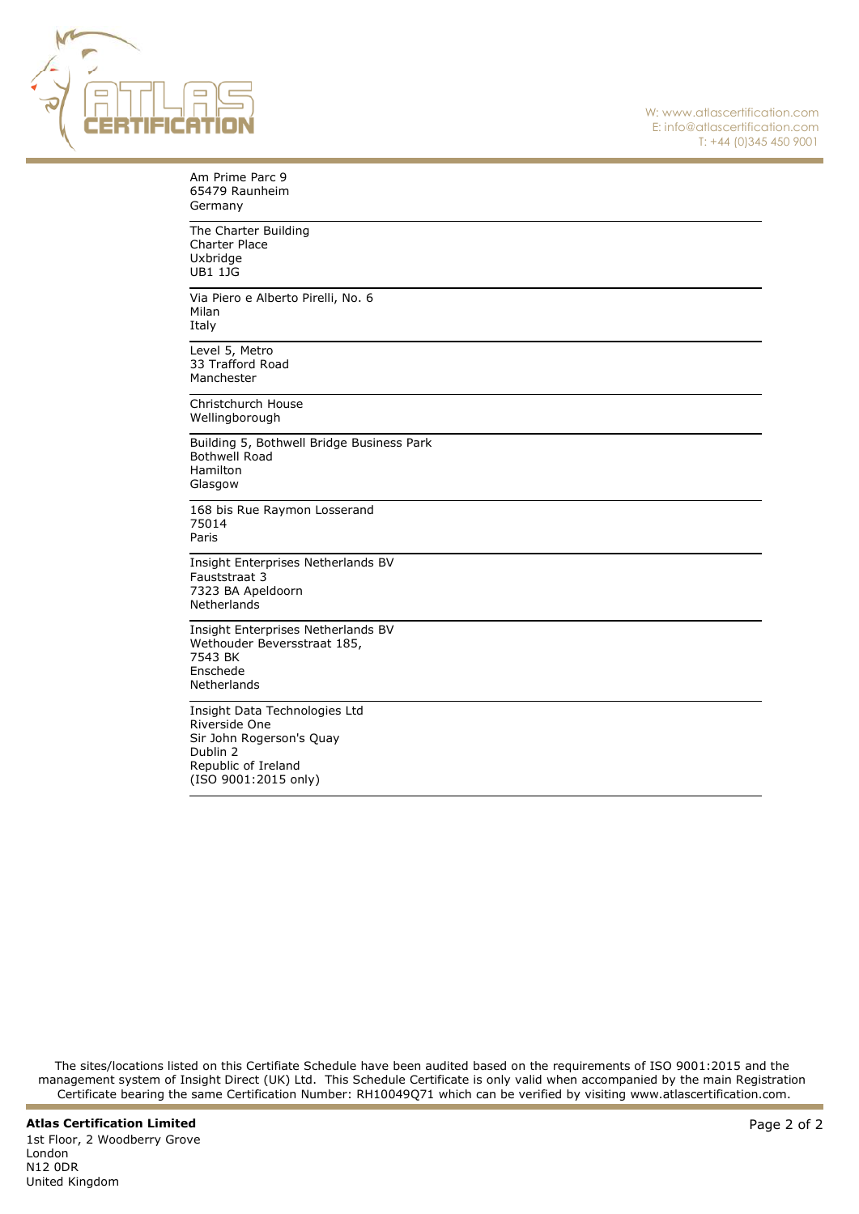Am Prime Parc 9
65479 Raunheim
Germany

---

The Charter Building
Charter Place
Uxbridge
UB1 1JG

---

Via Piero e Alberto Pirelli, No. 6
Milan
Italy

---

Level 5, Metro
33 Trafford Road
Manchester

---

Christchurch House
Wellingborough

---

Building 5, Bothwell Bridge Business Park
Bothwell Road
Hamilton
Glasgow

---

168 bis Rue Raymon Losserand
75014
Paris

---

Insight Enterprises Netherlands BV
Fauststraat 3
7323 BA Apeldoorn
Netherlands

---

Insight Enterprises Netherlands BV
Wethouder Beversstraat 185,
7543 BK
Enschede
Netherlands

---

Insight Data Technologies Ltd
Riverside One
Sir John Rogerson's Quay
Dublin 2
Republic of Ireland
(ISO 9001:2015 only)

---

The sites/locations listed on this Certificate Schedule have been audited based on the requirements of ISO 9001:2015 and the management system of Insight Direct (UK) Ltd. This Schedule Certificate is only valid when accompanied by the main Registration Certificate bearing the same Certification Number: RH10049Q71 which can be verified by visiting www.atlascertification.com.

**Atlas Certification Limited**
1st Floor, 2 Woodberry Grove
London
N12 0DR
United Kingdom